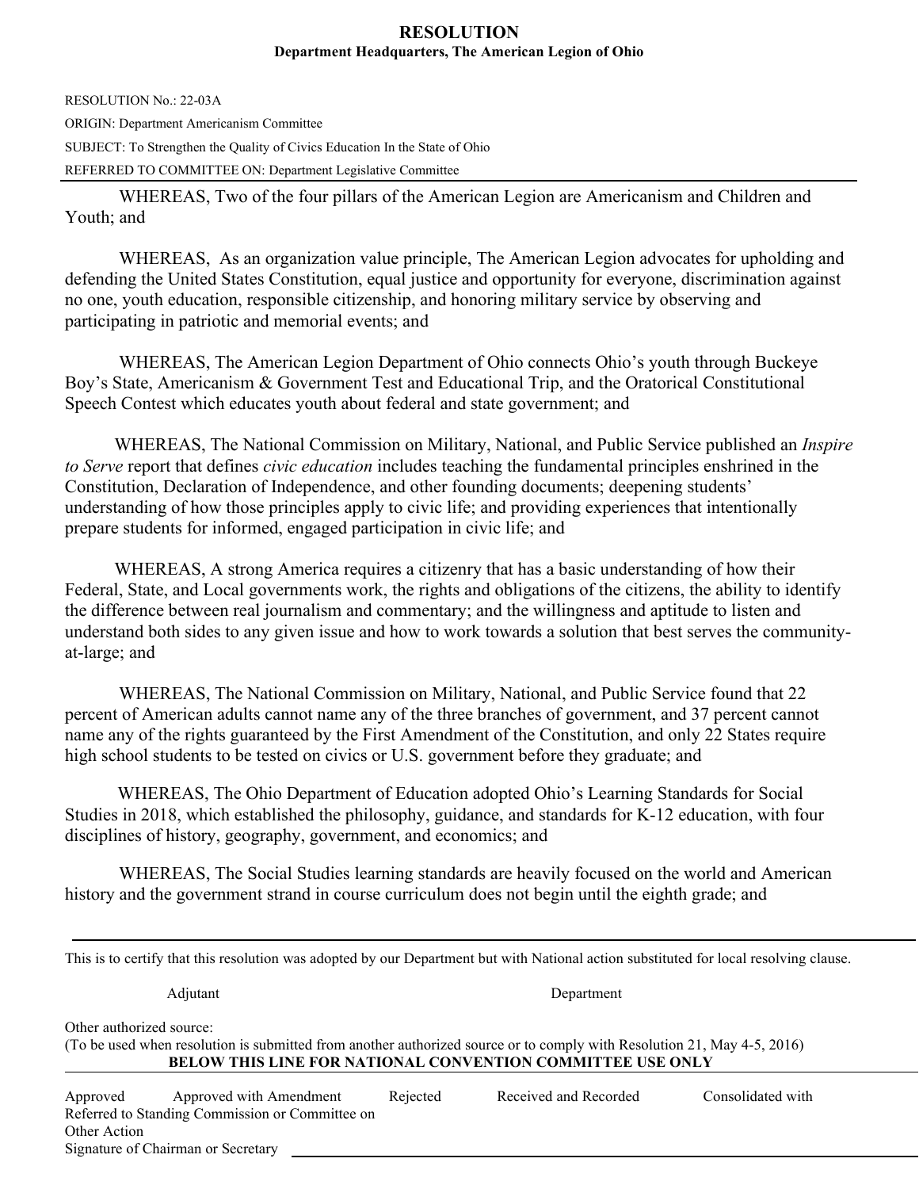# RESOLUTION

**Department Headquarters, The American Legion of Ohio**

RESOLUTION No.: 22-03A

ORIGIN: Department Americanism Committee

SUBJECT: To Strengthen the Quality of Civics Education In the State of Ohio

REFERRED TO COMMITTEE ON: Department Legislative Committee

---

WHEREAS, Two of the four pillars of the American Legion are Americanism and Children and Youth; and

WHEREAS, As an organization value principle, The American Legion advocates for upholding and defending the United States Constitution, equal justice and opportunity for everyone, discrimination against no one, youth education, responsible citizenship, and honoring military service by observing and participating in patriotic and memorial events; and

WHEREAS, The American Legion Department of Ohio connects Ohio's youth through Buckeye Boy's State, Americanism & Government Test and Educational Trip, and the Oratorical Constitutional Speech Contest which educates youth about federal and state government; and

WHEREAS, The National Commission on Military, National, and Public Service published an *Inspire to Serve* report that defines *civic education* includes teaching the fundamental principles enshrined in the Constitution, Declaration of Independence, and other founding documents; deepening students' understanding of how those principles apply to civic life; and providing experiences that intentionally prepare students for informed, engaged participation in civic life; and

WHEREAS, A strong America requires a citizenry that has a basic understanding of how their Federal, State, and Local governments work, the rights and obligations of the citizens, the ability to identify the difference between real journalism and commentary; and the willingness and aptitude to listen and understand both sides to any given issue and how to work towards a solution that best serves the community-at-large; and

WHEREAS, The National Commission on Military, National, and Public Service found that 22 percent of American adults cannot name any of the three branches of government, and 37 percent cannot name any of the rights guaranteed by the First Amendment of the Constitution, and only 22 States require high school students to be tested on civics or U.S. government before they graduate; and

WHEREAS, The Ohio Department of Education adopted Ohio's Learning Standards for Social Studies in 2018, which established the philosophy, guidance, and standards for K-12 education, with four disciplines of history, geography, government, and economics; and

WHEREAS, The Social Studies learning standards are heavily focused on the world and American history and the government strand in course curriculum does not begin until the eighth grade; and

---

This is to certify that this resolution was adopted by our Department but with National action substituted for local resolving clause.

Adjutant Department

Other authorized source:
(To be used when resolution is submitted from another authorized source or to comply with Resolution 21, May 4-5, 2016)

**BELOW THIS LINE FOR NATIONAL CONVENTION COMMITTEE USE ONLY**

Approved Approved with Amendment Rejected Received and Recorded Consolidated with

Referred to Standing Commission or Committee on

Other Action

Signature of Chairman or Secretary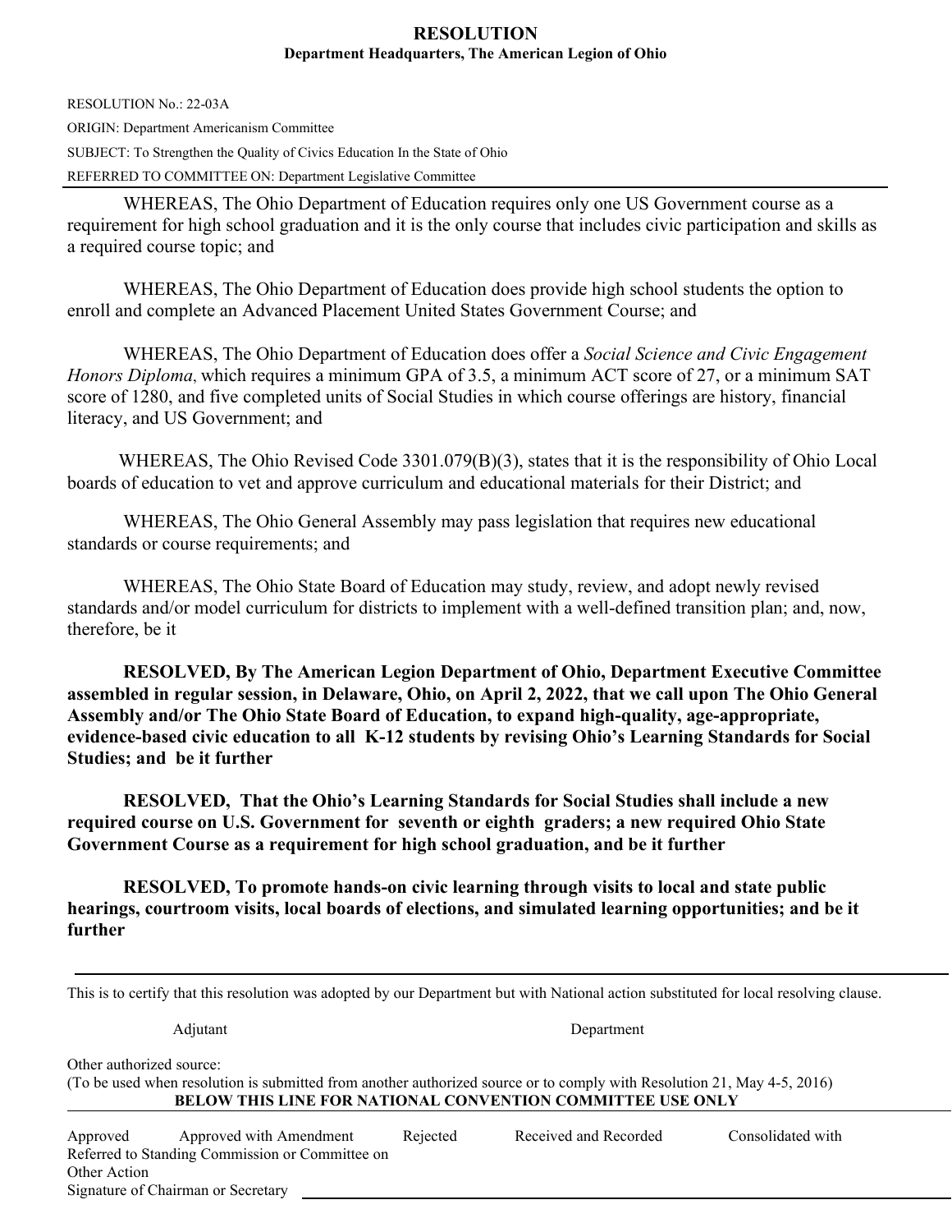# RESOLUTION

**Department Headquarters, The American Legion of Ohio**

RESOLUTION No.: 22-03A

ORIGIN: Department Americanism Committee

SUBJECT: To Strengthen the Quality of Civics Education In the State of Ohio

REFERRED TO COMMITTEE ON: Department Legislative Committee

---

WHEREAS, The Ohio Department of Education requires only one US Government course as a requirement for high school graduation and it is the only course that includes civic participation and skills as a required course topic; and

WHEREAS, The Ohio Department of Education does provide high school students the option to enroll and complete an Advanced Placement United States Government Course; and

WHEREAS, The Ohio Department of Education does offer a *Social Science and Civic Engagement Honors Diploma*, which requires a minimum GPA of 3.5, a minimum ACT score of 27, or a minimum SAT score of 1280, and five completed units of Social Studies in which course offerings are history, financial literacy, and US Government; and

WHEREAS, The Ohio Revised Code 3301.079(B)(3), states that it is the responsibility of Ohio Local boards of education to vet and approve curriculum and educational materials for their District; and

WHEREAS, The Ohio General Assembly may pass legislation that requires new educational standards or course requirements; and

WHEREAS, The Ohio State Board of Education may study, review, and adopt newly revised standards and/or model curriculum for districts to implement with a well-defined transition plan; and, now, therefore, be it

**RESOLVED, By The American Legion Department of Ohio, Department Executive Committee assembled in regular session, in Delaware, Ohio, on April 2, 2022, that we call upon The Ohio General Assembly and/or The Ohio State Board of Education, to expand high-quality, age-appropriate, evidence-based civic education to all K-12 students by revising Ohio's Learning Standards for Social Studies; and be it further**

**RESOLVED, That the Ohio's Learning Standards for Social Studies shall include a new required course on U.S. Government for seventh or eighth graders; a new required Ohio State Government Course as a requirement for high school graduation, and be it further**

**RESOLVED, To promote hands-on civic learning through visits to local and state public hearings, courtroom visits, local boards of elections, and simulated learning opportunities; and be it further**

---

This is to certify that this resolution was adopted by our Department but with National action substituted for local resolving clause.

Adjutant — Department

Other authorized source:
(To be used when resolution is submitted from another authorized source or to comply with Resolution 21, May 4-5, 2016)

**BELOW THIS LINE FOR NATIONAL CONVENTION COMMITTEE USE ONLY**

---

Approved — Approved with Amendment — Rejected — Received and Recorded — Consolidated with

Referred to Standing Commission or Committee on

Other Action

Signature of Chairman or Secretary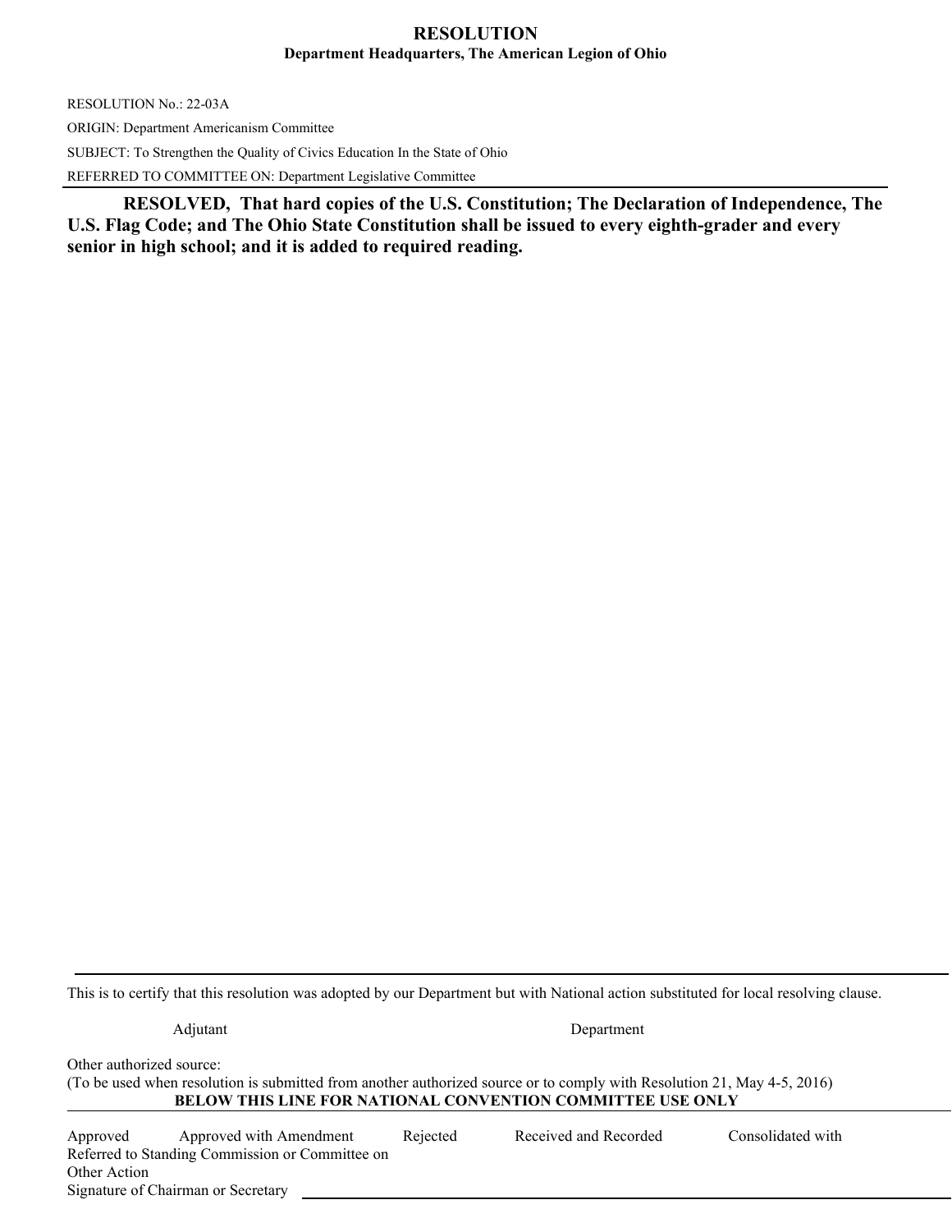# RESOLUTION

**Department Headquarters, The American Legion of Ohio**

RESOLUTION No.: 22-03A

ORIGIN: Department Americanism Committee

SUBJECT: To Strengthen the Quality of Civics Education In the State of Ohio

REFERRED TO COMMITTEE ON: Department Legislative Committee

---

**RESOLVED, That hard copies of the U.S. Constitution; The Declaration of Independence, The U.S. Flag Code; and The Ohio State Constitution shall be issued to every eighth-grader and every senior in high school; and it is added to required reading.**

---

This is to certify that this resolution was adopted by our Department but with National action substituted for local resolving clause.

Adjutant Department

Other authorized source:
(To be used when resolution is submitted from another authorized source or to comply with Resolution 21, May 4-5, 2016)

**BELOW THIS LINE FOR NATIONAL CONVENTION COMMITTEE USE ONLY**

---

Approved Approved with Amendment Rejected Received and Recorded Consolidated with

Referred to Standing Commission or Committee on

Other Action

Signature of Chairman or Secretary